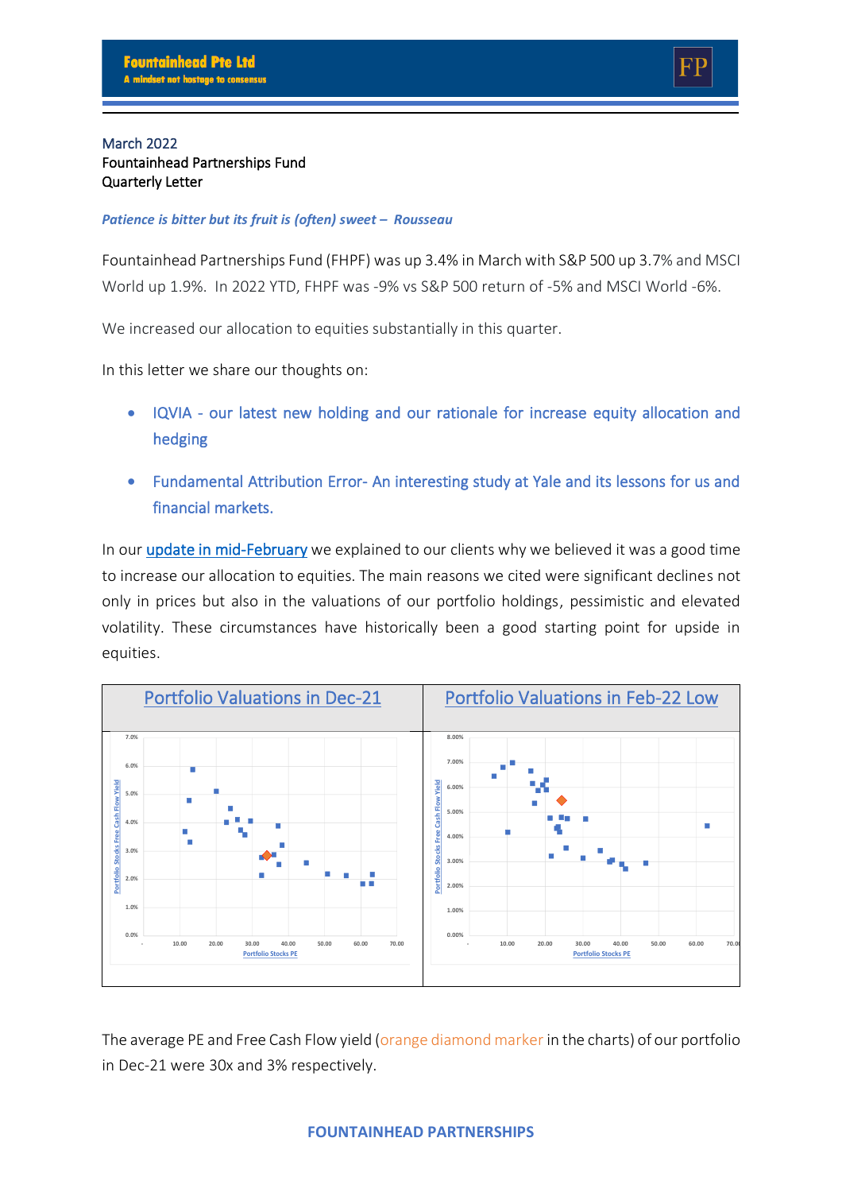March 2022
Fountainhead Partnerships Fund
Quarterly Letter

***Patience is bitter but its fruit is (often) sweet – Rousseau***

Fountainhead Partnerships Fund (FHPF) was up 3.4% in March with S&P 500 up 3.7% and MSCI World up 1.9%. In 2022 YTD, FHPF was -9% vs S&P 500 return of -5% and MSCI World -6%.

We increased our allocation to equities substantially in this quarter.

In this letter we share our thoughts on:

- IQVIA - our latest new holding and our rationale for increase equity allocation and hedging
- Fundamental Attribution Error- An interesting study at Yale and its lessons for us and financial markets.

In our update in mid-February we explained to our clients why we believed it was a good time to increase our allocation to equities. The main reasons we cited were significant declines not only in prices but also in the valuations of our portfolio holdings, pessimistic and elevated volatility. These circumstances have historically been a good starting point for upside in equities.

| Portfolio Valuations in Dec-21 | Portfolio Valuations in Feb-22 Low |
|---|---|

The average PE and Free Cash Flow yield (orange diamond marker in the charts) of our portfolio in Dec-21 were 30x and 3% respectively.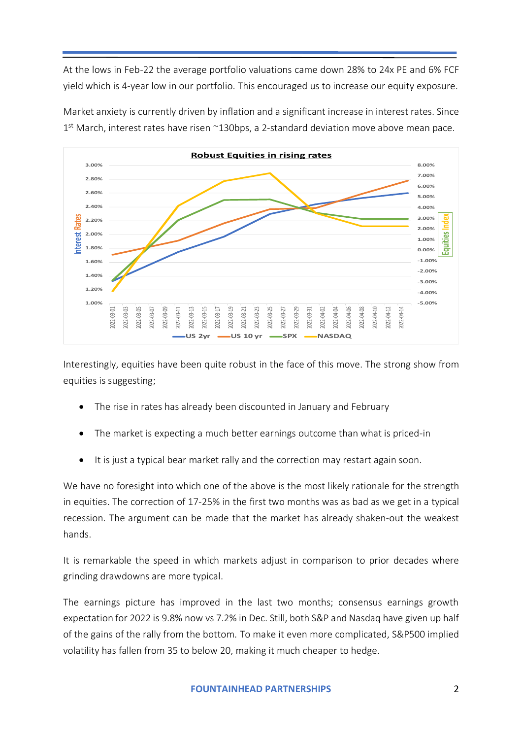At the lows in Feb-22 the average portfolio valuations came down 28% to 24x PE and 6% FCF yield which is 4-year low in our portfolio. This encouraged us to increase our equity exposure.

Market anxiety is currently driven by inflation and a significant increase in interest rates. Since 1st March, interest rates have risen ~130bps, a 2-standard deviation move above mean pace.

Interestingly, equities have been quite robust in the face of this move. The strong show from equities is suggesting;

- The rise in rates has already been discounted in January and February
- The market is expecting a much better earnings outcome than what is priced-in
- It is just a typical bear market rally and the correction may restart again soon.

We have no foresight into which one of the above is the most likely rationale for the strength in equities. The correction of 17-25% in the first two months was as bad as we get in a typical recession. The argument can be made that the market has already shaken-out the weakest hands.

It is remarkable the speed in which markets adjust in comparison to prior decades where grinding drawdowns are more typical.

The earnings picture has improved in the last two months; consensus earnings growth expectation for 2022 is 9.8% now vs 7.2% in Dec. Still, both S&P and Nasdaq have given up half of the gains of the rally from the bottom. To make it even more complicated, S&P500 implied volatility has fallen from 35 to below 20, making it much cheaper to hedge.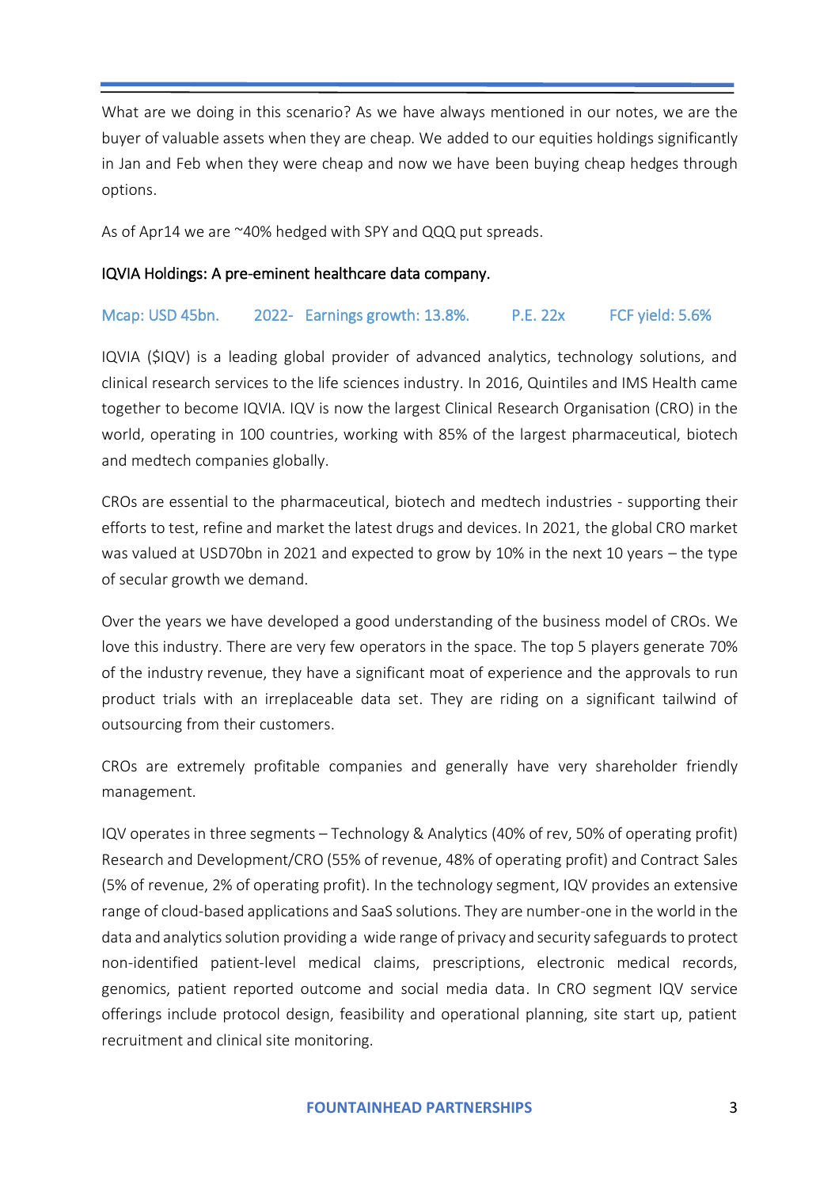What are we doing in this scenario? As we have always mentioned in our notes, we are the buyer of valuable assets when they are cheap. We added to our equities holdings significantly in Jan and Feb when they were cheap and now we have been buying cheap hedges through options.

As of Apr14 we are ~40% hedged with SPY and QQQ put spreads.

## IQVIA Holdings: A pre-eminent healthcare data company.

Mcap: USD 45bn.    2022- Earnings growth: 13.8%.    P.E. 22x    FCF yield: 5.6%

IQVIA ($IQV) is a leading global provider of advanced analytics, technology solutions, and clinical research services to the life sciences industry. In 2016, Quintiles and IMS Health came together to become IQVIA. IQV is now the largest Clinical Research Organisation (CRO) in the world, operating in 100 countries, working with 85% of the largest pharmaceutical, biotech and medtech companies globally.

CROs are essential to the pharmaceutical, biotech and medtech industries - supporting their efforts to test, refine and market the latest drugs and devices. In 2021, the global CRO market was valued at USD70bn in 2021 and expected to grow by 10% in the next 10 years – the type of secular growth we demand.

Over the years we have developed a good understanding of the business model of CROs. We love this industry. There are very few operators in the space. The top 5 players generate 70% of the industry revenue, they have a significant moat of experience and the approvals to run product trials with an irreplaceable data set. They are riding on a significant tailwind of outsourcing from their customers.

CROs are extremely profitable companies and generally have very shareholder friendly management.

IQV operates in three segments – Technology & Analytics (40% of rev, 50% of operating profit) Research and Development/CRO (55% of revenue, 48% of operating profit) and Contract Sales (5% of revenue, 2% of operating profit). In the technology segment, IQV provides an extensive range of cloud-based applications and SaaS solutions. They are number-one in the world in the data and analytics solution providing a wide range of privacy and security safeguards to protect non-identified patient-level medical claims, prescriptions, electronic medical records, genomics, patient reported outcome and social media data. In CRO segment IQV service offerings include protocol design, feasibility and operational planning, site start up, patient recruitment and clinical site monitoring.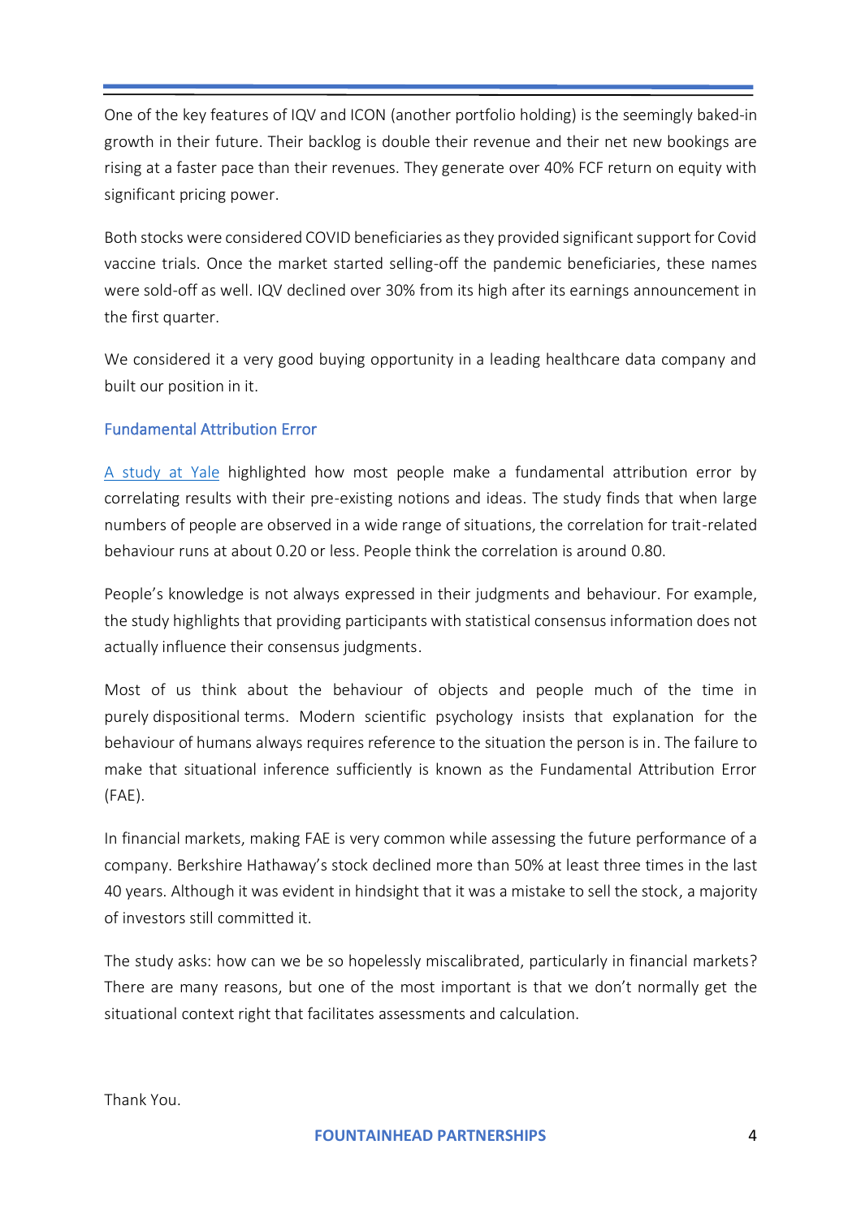One of the key features of IQV and ICON (another portfolio holding) is the seemingly baked-in growth in their future. Their backlog is double their revenue and their net new bookings are rising at a faster pace than their revenues. They generate over 40% FCF return on equity with significant pricing power.

Both stocks were considered COVID beneficiaries as they provided significant support for Covid vaccine trials. Once the market started selling-off the pandemic beneficiaries, these names were sold-off as well. IQV declined over 30% from its high after its earnings announcement in the first quarter.

We considered it a very good buying opportunity in a leading healthcare data company and built our position in it.

### Fundamental Attribution Error

A study at Yale highlighted how most people make a fundamental attribution error by correlating results with their pre-existing notions and ideas. The study finds that when large numbers of people are observed in a wide range of situations, the correlation for trait-related behaviour runs at about 0.20 or less. People think the correlation is around 0.80.

People's knowledge is not always expressed in their judgments and behaviour. For example, the study highlights that providing participants with statistical consensus information does not actually influence their consensus judgments.

Most of us think about the behaviour of objects and people much of the time in purely dispositional terms. Modern scientific psychology insists that explanation for the behaviour of humans always requires reference to the situation the person is in. The failure to make that situational inference sufficiently is known as the Fundamental Attribution Error (FAE).

In financial markets, making FAE is very common while assessing the future performance of a company. Berkshire Hathaway's stock declined more than 50% at least three times in the last 40 years. Although it was evident in hindsight that it was a mistake to sell the stock, a majority of investors still committed it.

The study asks: how can we be so hopelessly miscalibrated, particularly in financial markets? There are many reasons, but one of the most important is that we don't normally get the situational context right that facilitates assessments and calculation.

Thank You.